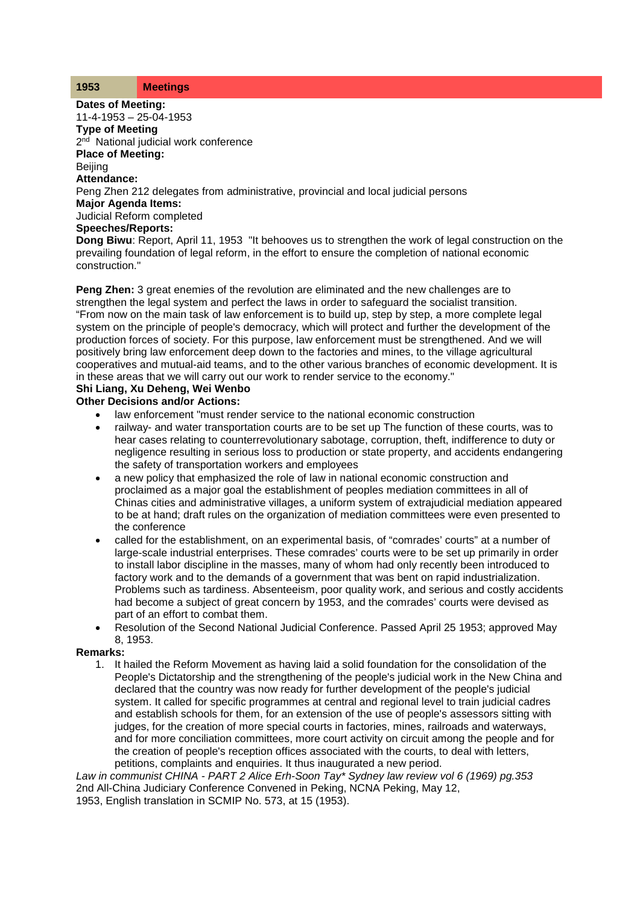| 1953 | Meetings |
|---|---|

**Dates of Meeting:**
11-4-1953 – 25-04-1953
**Type of Meeting**
2nd National judicial work conference
**Place of Meeting:**
Beijing
**Attendance:**
Peng Zhen 212 delegates from administrative, provincial and local judicial persons
**Major Agenda Items:**
Judicial Reform completed
**Speeches/Reports:**
**Dong Biwu**: Report, April 11, 1953 "It behooves us to strengthen the work of legal construction on the prevailing foundation of legal reform, in the effort to ensure the completion of national economic construction."

**Peng Zhen:** 3 great enemies of the revolution are eliminated and the new challenges are to strengthen the legal system and perfect the laws in order to safeguard the socialist transition. "From now on the main task of law enforcement is to build up, step by step, a more complete legal system on the principle of people's democracy, which will protect and further the development of the production forces of society. For this purpose, law enforcement must be strengthened. And we will positively bring law enforcement deep down to the factories and mines, to the village agricultural cooperatives and mutual-aid teams, and to the other various branches of economic development. It is in these areas that we will carry out our work to render service to the economy."
**Shi Liang, Xu Deheng, Wei Wenbo**
**Other Decisions and/or Actions:**

- law enforcement "must render service to the national economic construction
- railway- and water transportation courts are to be set up The function of these courts, was to hear cases relating to counterrevolutionary sabotage, corruption, theft, indifference to duty or negligence resulting in serious loss to production or state property, and accidents endangering the safety of transportation workers and employees
- a new policy that emphasized the role of law in national economic construction and proclaimed as a major goal the establishment of peoples mediation committees in all of Chinas cities and administrative villages, a uniform system of extrajudicial mediation appeared to be at hand; draft rules on the organization of mediation committees were even presented to the conference
- called for the establishment, on an experimental basis, of "comrades' courts" at a number of large-scale industrial enterprises. These comrades' courts were to be set up primarily in order to install labor discipline in the masses, many of whom had only recently been introduced to factory work and to the demands of a government that was bent on rapid industrialization. Problems such as tardiness. Absenteeism, poor quality work, and serious and costly accidents had become a subject of great concern by 1953, and the comrades' courts were devised as part of an effort to combat them.
- Resolution of the Second National Judicial Conference. Passed April 25 1953; approved May 8, 1953.

**Remarks:**

1. It hailed the Reform Movement as having laid a solid foundation for the consolidation of the People's Dictatorship and the strengthening of the people's judicial work in the New China and declared that the country was now ready for further development of the people's judicial system. It called for specific programmes at central and regional level to train judicial cadres and establish schools for them, for an extension of the use of people's assessors sitting with judges, for the creation of more special courts in factories, mines, railroads and waterways, and for more conciliation committees, more court activity on circuit among the people and for the creation of people's reception offices associated with the courts, to deal with letters, petitions, complaints and enquiries. It thus inaugurated a new period.

*Law in communist CHINA - PART 2 Alice Erh-Soon Tay\* Sydney law review vol 6 (1969) pg.353*
2nd All-China Judiciary Conference Convened in Peking, NCNA Peking, May 12, 1953, English translation in SCMIP No. 573, at 15 (1953).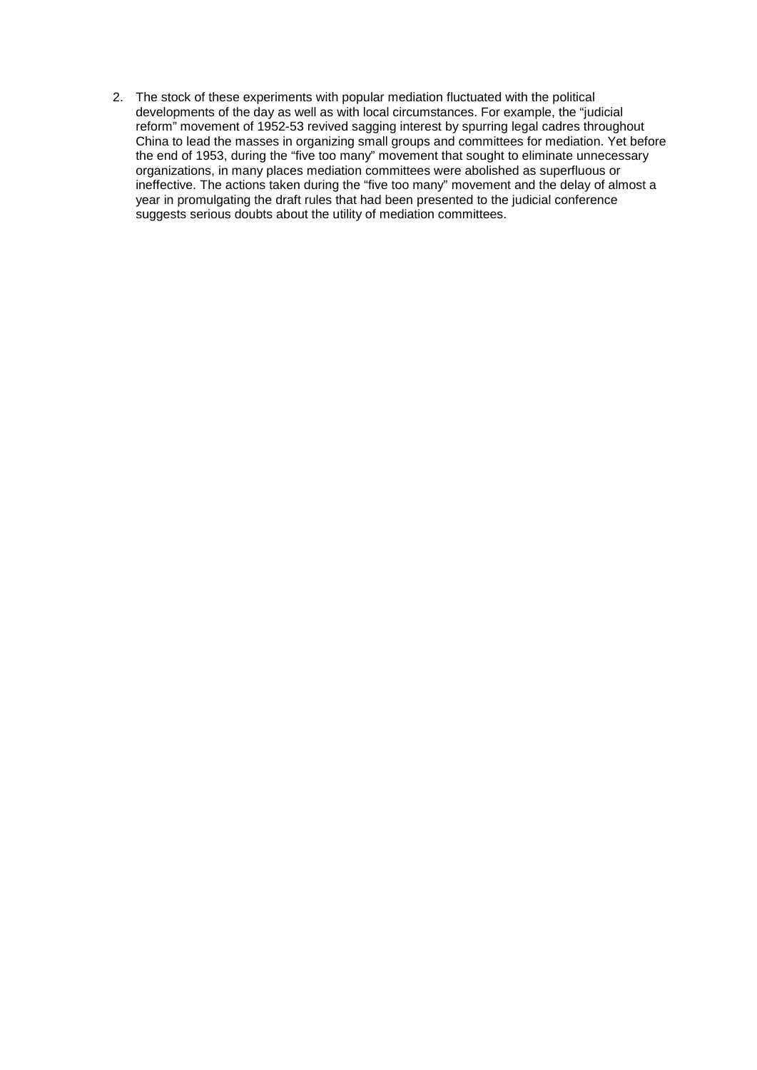2. The stock of these experiments with popular mediation fluctuated with the political developments of the day as well as with local circumstances. For example, the "judicial reform" movement of 1952-53 revived sagging interest by spurring legal cadres throughout China to lead the masses in organizing small groups and committees for mediation. Yet before the end of 1953, during the "five too many" movement that sought to eliminate unnecessary organizations, in many places mediation committees were abolished as superfluous or ineffective. The actions taken during the "five too many" movement and the delay of almost a year in promulgating the draft rules that had been presented to the judicial conference suggests serious doubts about the utility of mediation committees.